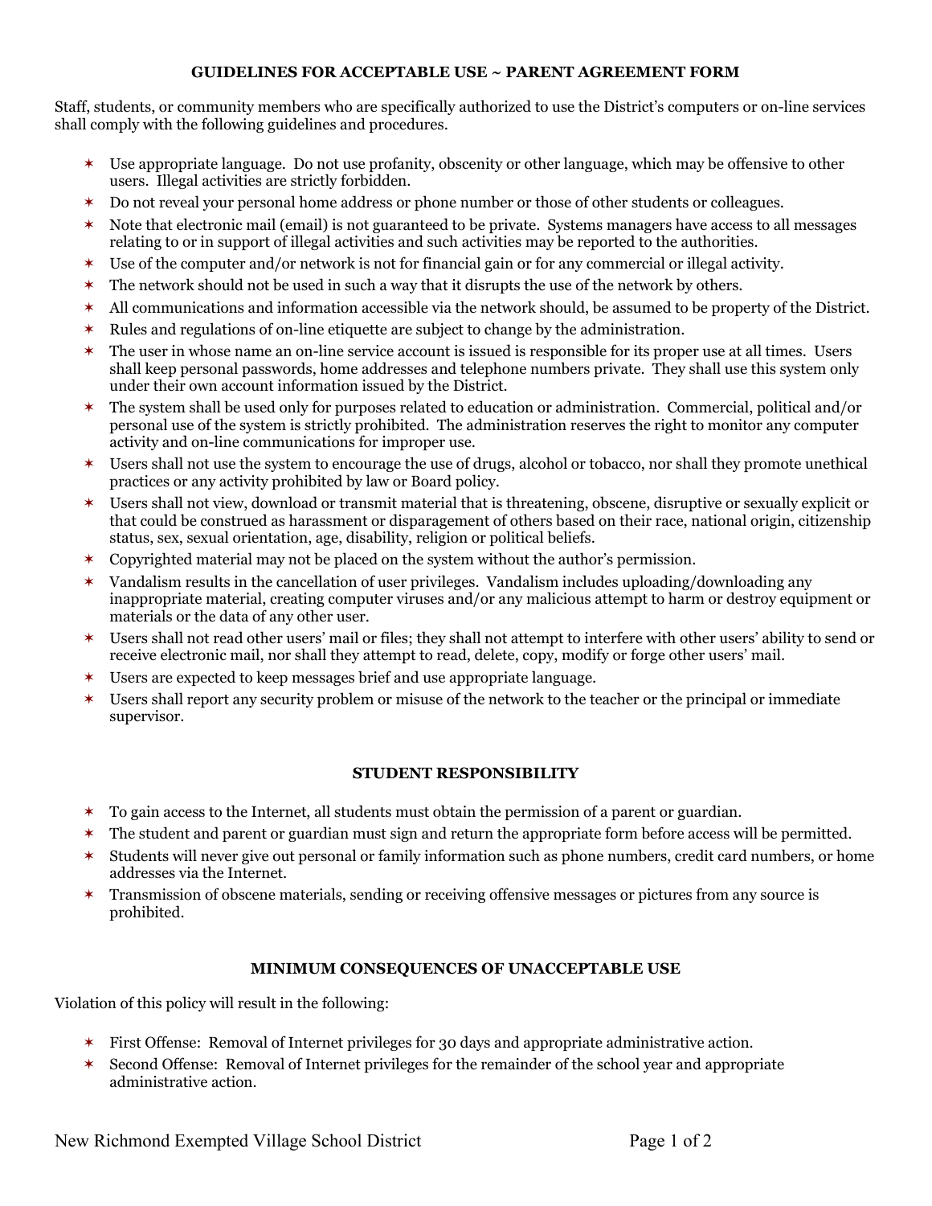## GUIDELINES FOR ACCEPTABLE USE ~ PARENT AGREEMENT FORM

Staff, students, or community members who are specifically authorized to use the District's computers or on-line services shall comply with the following guidelines and procedures.

- Use appropriate language. Do not use profanity, obscenity or other language, which may be offensive to other users. Illegal activities are strictly forbidden.
- Do not reveal your personal home address or phone number or those of other students or colleagues.
- Note that electronic mail (email) is not guaranteed to be private. Systems managers have access to all messages relating to or in support of illegal activities and such activities may be reported to the authorities.
- Use of the computer and/or network is not for financial gain or for any commercial or illegal activity.
- The network should not be used in such a way that it disrupts the use of the network by others.
- All communications and information accessible via the network should, be assumed to be property of the District.
- Rules and regulations of on-line etiquette are subject to change by the administration.
- The user in whose name an on-line service account is issued is responsible for its proper use at all times. Users shall keep personal passwords, home addresses and telephone numbers private. They shall use this system only under their own account information issued by the District.
- The system shall be used only for purposes related to education or administration. Commercial, political and/or personal use of the system is strictly prohibited. The administration reserves the right to monitor any computer activity and on-line communications for improper use.
- Users shall not use the system to encourage the use of drugs, alcohol or tobacco, nor shall they promote unethical practices or any activity prohibited by law or Board policy.
- Users shall not view, download or transmit material that is threatening, obscene, disruptive or sexually explicit or that could be construed as harassment or disparagement of others based on their race, national origin, citizenship status, sex, sexual orientation, age, disability, religion or political beliefs.
- Copyrighted material may not be placed on the system without the author's permission.
- Vandalism results in the cancellation of user privileges. Vandalism includes uploading/downloading any inappropriate material, creating computer viruses and/or any malicious attempt to harm or destroy equipment or materials or the data of any other user.
- Users shall not read other users' mail or files; they shall not attempt to interfere with other users' ability to send or receive electronic mail, nor shall they attempt to read, delete, copy, modify or forge other users' mail.
- Users are expected to keep messages brief and use appropriate language.
- Users shall report any security problem or misuse of the network to the teacher or the principal or immediate supervisor.

## STUDENT RESPONSIBILITY

- To gain access to the Internet, all students must obtain the permission of a parent or guardian.
- The student and parent or guardian must sign and return the appropriate form before access will be permitted.
- Students will never give out personal or family information such as phone numbers, credit card numbers, or home addresses via the Internet.
- Transmission of obscene materials, sending or receiving offensive messages or pictures from any source is prohibited.

## MINIMUM CONSEQUENCES OF UNACCEPTABLE USE

Violation of this policy will result in the following:

- First Offense: Removal of Internet privileges for 30 days and appropriate administrative action.
- Second Offense: Removal of Internet privileges for the remainder of the school year and appropriate administrative action.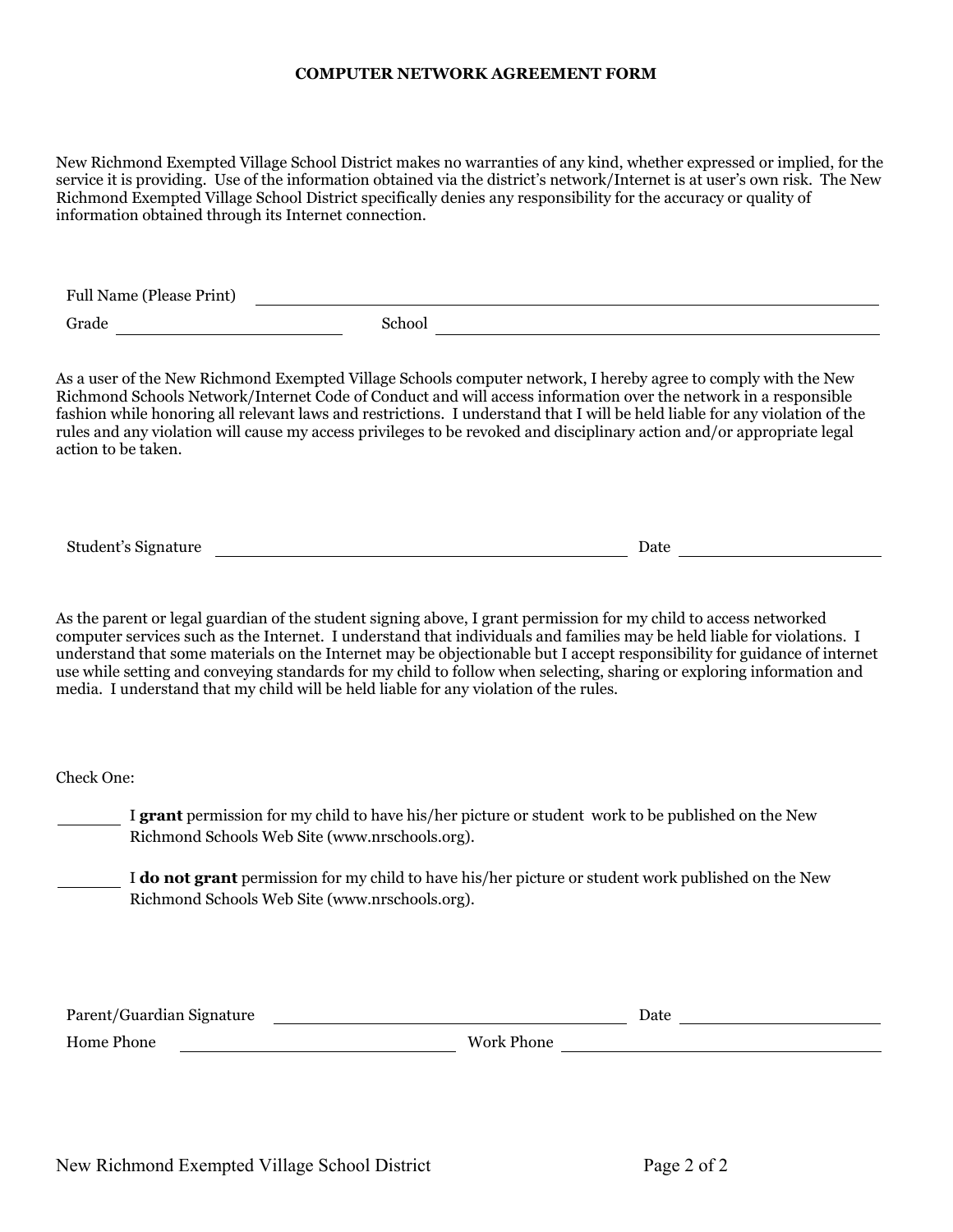**COMPUTER NETWORK AGREEMENT FORM**

New Richmond Exempted Village School District makes no warranties of any kind, whether expressed or implied, for the service it is providing. Use of the information obtained via the district's network/Internet is at user's own risk. The New Richmond Exempted Village School District specifically denies any responsibility for the accuracy or quality of information obtained through its Internet connection.

Full Name (Please Print) ________________________________________

Grade ____________________ School ________________________________

As a user of the New Richmond Exempted Village Schools computer network, I hereby agree to comply with the New Richmond Schools Network/Internet Code of Conduct and will access information over the network in a responsible fashion while honoring all relevant laws and restrictions. I understand that I will be held liable for any violation of the rules and any violation will cause my access privileges to be revoked and disciplinary action and/or appropriate legal action to be taken.

Student's Signature ________________________________ Date ________________

As the parent or legal guardian of the student signing above, I grant permission for my child to access networked computer services such as the Internet. I understand that individuals and families may be held liable for violations. I understand that some materials on the Internet may be objectionable but I accept responsibility for guidance of internet use while setting and conveying standards for my child to follow when selecting, sharing or exploring information and media. I understand that my child will be held liable for any violation of the rules.

Check One:

______ I **grant** permission for my child to have his/her picture or student work to be published on the New Richmond Schools Web Site (www.nrschools.org).

______ I **do not grant** permission for my child to have his/her picture or student work published on the New Richmond Schools Web Site (www.nrschools.org).

Parent/Guardian Signature ________________________________ Date ________________

Home Phone ________________________ Work Phone ________________________